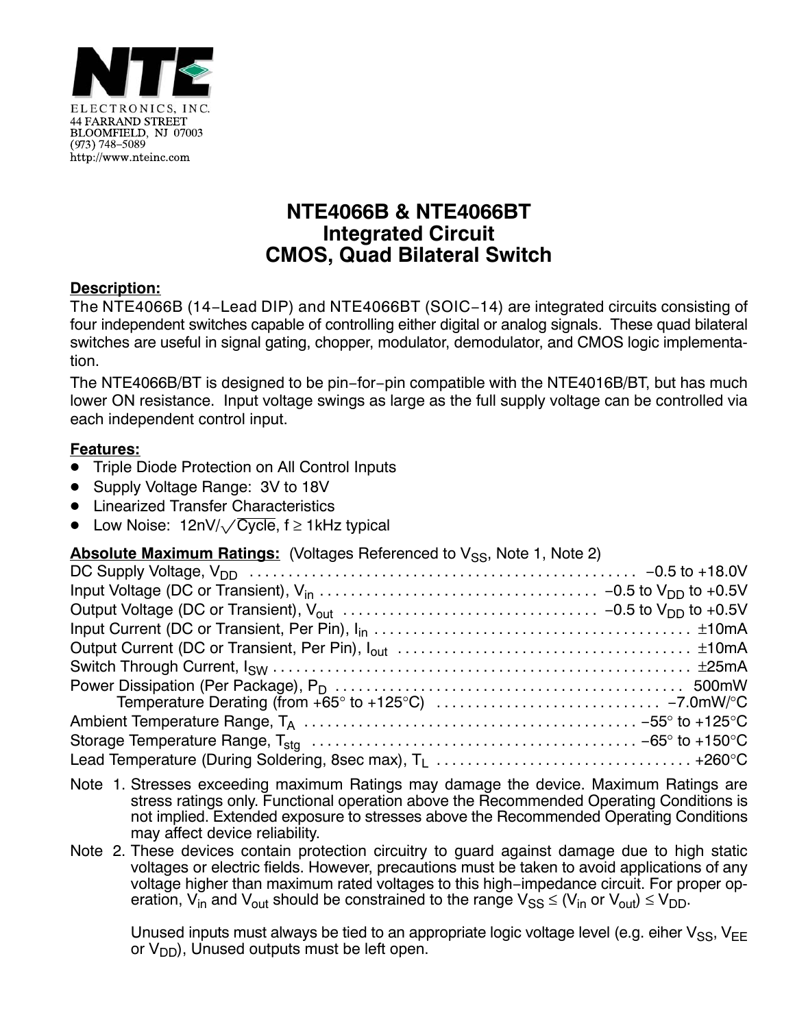NTE ELECTRONICS, INC.
44 FARRAND STREET
BLOOMFIELD, NJ 07003
(973) 748–5089
http://www.nteinc.com

# NTE4066B & NTE4066BT
# Integrated Circuit
# CMOS, Quad Bilateral Switch

**Description:**

The NTE4066B (14–Lead DIP) and NTE4066BT (SOIC–14) are integrated circuits consisting of four independent switches capable of controlling either digital or analog signals. These quad bilateral switches are useful in signal gating, chopper, modulator, demodulator, and CMOS logic implementation.

The NTE4066B/BT is designed to be pin–for–pin compatible with the NTE4016B/BT, but has much lower ON resistance. Input voltage swings as large as the full supply voltage can be controlled via each independent control input.

**Features:**

- Triple Diode Protection on All Control Inputs
- Supply Voltage Range: 3V to 18V
- Linearized Transfer Characteristics
- Low Noise: 12nV/$\sqrt{\text{Cycle}}$, f ≥ 1kHz typical

**Absolute Maximum Ratings:** (Voltages Referenced to $V_{SS}$, Note 1, Note 2)

DC Supply Voltage, $V_{DD}$ . . . . . . . . . . −0.5 to +18.0V
Input Voltage (DC or Transient), $V_{in}$ . . . . . . . . . . −0.5 to $V_{DD}$ to +0.5V
Output Voltage (DC or Transient), $V_{out}$ . . . . . . . . . . −0.5 to $V_{DD}$ to +0.5V
Input Current (DC or Transient, Per Pin), $I_{in}$ . . . . . . . . . . ±10mA
Output Current (DC or Transient, Per Pin), $I_{out}$ . . . . . . . . . . ±10mA
Switch Through Current, $I_{SW}$ . . . . . . . . . . ±25mA
Power Dissipation (Per Package), $P_D$ . . . . . . . . . . 500mW
Temperature Derating (from +65° to +125°C) . . . . . . . . . . −7.0mW/°C
Ambient Temperature Range, $T_A$ . . . . . . . . . . −55° to +125°C
Storage Temperature Range, $T_{stg}$ . . . . . . . . . . −65° to +150°C
Lead Temperature (During Soldering, 8sec max), $T_L$ . . . . . . . . . . +260°C

Note 1. Stresses exceeding maximum Ratings may damage the device. Maximum Ratings are stress ratings only. Functional operation above the Recommended Operating Conditions is not implied. Extended exposure to stresses above the Recommended Operating Conditions may affect device reliability.

Note 2. These devices contain protection circuitry to guard against damage due to high static voltages or electric fields. However, precautions must be taken to avoid applications of any voltage higher than maximum rated voltages to this high–impedance circuit. For proper operation, $V_{in}$ and $V_{out}$ should be constrained to the range $V_{SS} \leq (V_{in} \text{ or } V_{out}) \leq V_{DD}$.

Unused inputs must always be tied to an appropriate logic voltage level (e.g. eiher $V_{SS}$, $V_{EE}$ or $V_{DD}$), Unused outputs must be left open.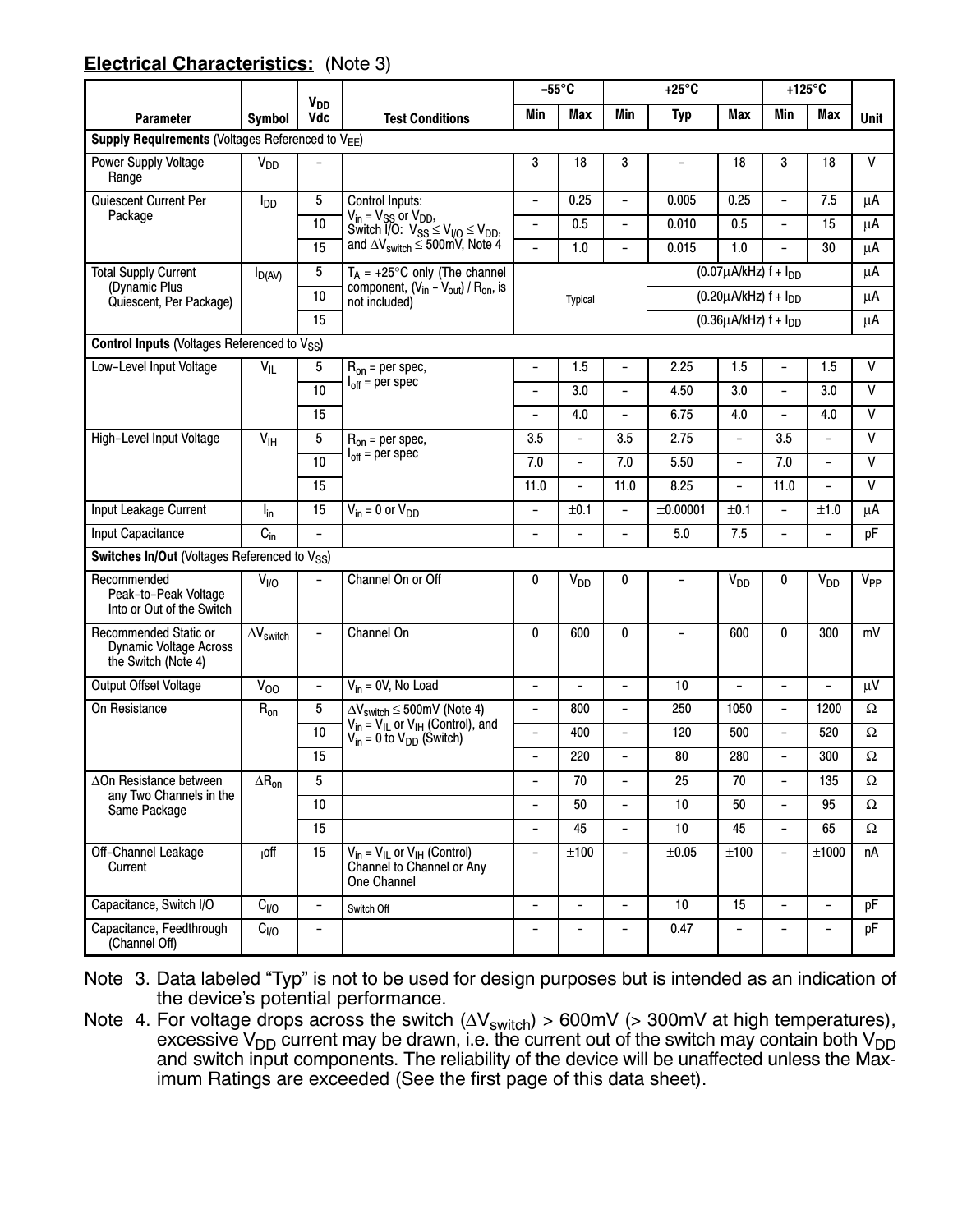## Electrical Characteristics: (Note 3)

| Parameter | Symbol | $V_{DD}$ Vdc | Test Conditions | −55°C Min | −55°C Max | +25°C Min | +25°C Typ | +25°C Max | +125°C Min | +125°C Max | Unit |
|---|---|---|---|---|---|---|---|---|---|---|---|
| **Supply Requirements** (Voltages Referenced to $V_{EE}$) | | | | | | | | | | | |
| Power Supply Voltage Range | $V_{DD}$ | – | | 3 | 18 | 3 | – | 18 | 3 | 18 | V |
| Quiescent Current Per Package | $I_{DD}$ | 5 | Control Inputs: $V_{in} = V_{SS}$ or $V_{DD}$, Switch I/O: $V_{SS} \leq V_{I/O} \leq V_{DD}$, and $\Delta V_{switch} \leq 500mV$, Note 4 | – | 0.25 | – | 0.005 | 0.25 | – | 7.5 | μA |
| | | 10 | | – | 0.5 | – | 0.010 | 0.5 | – | 15 | μA |
| | | 15 | | – | 1.0 | – | 0.015 | 1.0 | – | 30 | μA |
| Total Supply Current (Dynamic Plus Quiescent, Per Package) | $I_{D(AV)}$ | 5 | $T_A$ = +25°C only (The channel component, $(V_{in} - V_{out}) / R_{on}$, is not included) | Typical | | | $(0.07\mu A/kHz)$ f + $I_{DD}$ | | | | μA |
| | | 10 | | | | | $(0.20\mu A/kHz)$ f + $I_{DD}$ | | | | μA |
| | | 15 | | | | | $(0.36\mu A/kHz)$ f + $I_{DD}$ | | | | μA |
| **Control Inputs** (Voltages Referenced to $V_{SS}$) | | | | | | | | | | | |
| Low−Level Input Voltage | $V_{IL}$ | 5 | $R_{on}$ = per spec, $I_{off}$ = per spec | – | 1.5 | – | 2.25 | 1.5 | – | 1.5 | V |
| | | 10 | | – | 3.0 | – | 4.50 | 3.0 | – | 3.0 | V |
| | | 15 | | – | 4.0 | – | 6.75 | 4.0 | – | 4.0 | V |
| High−Level Input Voltage | $V_{IH}$ | 5 | $R_{on}$ = per spec, $I_{off}$ = per spec | 3.5 | – | 3.5 | 2.75 | – | 3.5 | – | V |
| | | 10 | | 7.0 | – | 7.0 | 5.50 | – | 7.0 | – | V |
| | | 15 | | 11.0 | – | 11.0 | 8.25 | – | 11.0 | – | V |
| Input Leakage Current | $I_{in}$ | 15 | $V_{in}$ = 0 or $V_{DD}$ | – | ±0.1 | – | ±0.00001 | ±0.1 | – | ±1.0 | μA |
| Input Capacitance | $C_{in}$ | – | | – | – | – | 5.0 | 7.5 | – | – | pF |
| **Switches In/Out** (Voltages Referenced to $V_{SS}$) | | | | | | | | | | | |
| Recommended Peak−to−Peak Voltage Into or Out of the Switch | $V_{I/O}$ | – | Channel On or Off | 0 | $V_{DD}$ | 0 | – | $V_{DD}$ | 0 | $V_{DD}$ | $V_{PP}$ |
| Recommended Static or Dynamic Voltage Across the Switch (Note 4) | $\Delta V_{switch}$ | – | Channel On | 0 | 600 | 0 | – | 600 | 0 | 300 | mV |
| Output Offset Voltage | $V_{OO}$ | – | $V_{in}$ = 0V, No Load | – | – | – | 10 | – | – | – | μV |
| On Resistance | $R_{on}$ | 5 | $\Delta V_{switch} \leq 500mV$ (Note 4) $V_{in} = V_{IL}$ or $V_{IH}$ (Control), and $V_{in}$ = 0 to $V_{DD}$ (Switch) | – | 800 | – | 250 | 1050 | – | 1200 | Ω |
| | | 10 | | – | 400 | – | 120 | 500 | – | 520 | Ω |
| | | 15 | | – | 220 | – | 80 | 280 | – | 300 | Ω |
| ΔOn Resistance between any Two Channels in the Same Package | $\Delta R_{on}$ | 5 | | – | 70 | – | 25 | 70 | – | 135 | Ω |
| | | 10 | | – | 50 | – | 10 | 50 | – | 95 | Ω |
| | | 15 | | – | 45 | – | 10 | 45 | – | 65 | Ω |
| Off−Channel Leakage Current | $I_{off}$ | 15 | $V_{in} = V_{IL}$ or $V_{IH}$ (Control) Channel to Channel or Any One Channel | – | ±100 | – | ±0.05 | ±100 | – | ±1000 | nA |
| Capacitance, Switch I/O | $C_{I/O}$ | – | Switch Off | – | – | – | 10 | 15 | – | – | pF |
| Capacitance, Feedthrough (Channel Off) | $C_{I/O}$ | – | | – | – | – | 0.47 | – | – | – | pF |

Note 3. Data labeled "Typ" is not to be used for design purposes but is intended as an indication of the device's potential performance.

Note 4. For voltage drops across the switch ($\Delta V_{switch}$) > 600mV (> 300mV at high temperatures), excessive $V_{DD}$ current may be drawn, i.e. the current out of the switch may contain both $V_{DD}$ and switch input components. The reliability of the device will be unaffected unless the Maximum Ratings are exceeded (See the first page of this data sheet).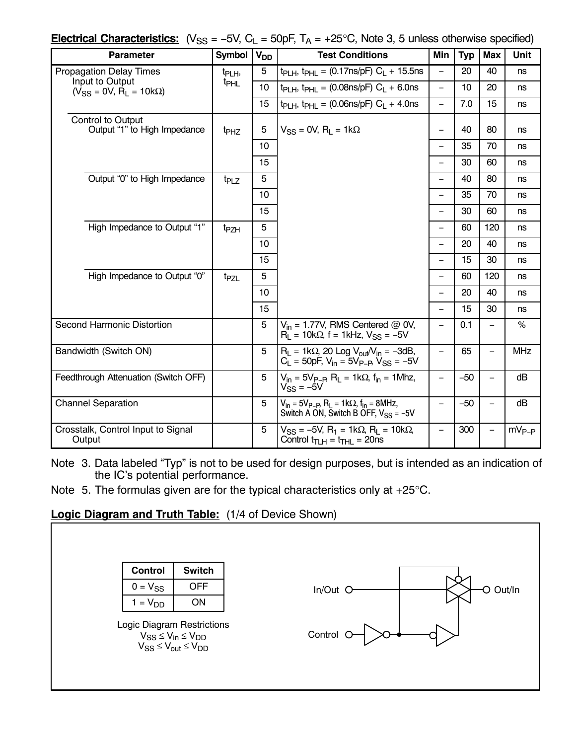**Electrical Characteristics:** ($V_{SS}$ = –5V, $C_L$ = 50pF, $T_A$ = +25°C, Note 3, 5 unless otherwise specified)

| Parameter | Symbol | $V_{DD}$ | Test Conditions | Min | Typ | Max | Unit |
|---|---|---|---|---|---|---|---|
| Propagation Delay Times Input to Output ($V_{SS}$ = 0V, $R_L$ = 10kΩ) | $t_{PLH}$, $t_{PHL}$ | 5 | $t_{PLH}$, $t_{PHL}$ = (0.17ns/pF) $C_L$ + 15.5ns | – | 20 | 40 | ns |
| | | 10 | $t_{PLH}$, $t_{PHL}$ = (0.08ns/pF) $C_L$ + 6.0ns | – | 10 | 20 | ns |
| | | 15 | $t_{PLH}$, $t_{PHL}$ = (0.06ns/pF) $C_L$ + 4.0ns | – | 7.0 | 15 | ns |
| Control to Output: Output "1" to High Impedance | $t_{PHZ}$ | 5 | $V_{SS}$ = 0V, $R_L$ = 1kΩ | – | 40 | 80 | ns |
| | | 10 | | – | 35 | 70 | ns |
| | | 15 | | – | 30 | 60 | ns |
| Output "0" to High Impedance | $t_{PLZ}$ | 5 | | – | 40 | 80 | ns |
| | | 10 | | – | 35 | 70 | ns |
| | | 15 | | – | 30 | 60 | ns |
| High Impedance to Output "1" | $t_{PZH}$ | 5 | | – | 60 | 120 | ns |
| | | 10 | | – | 20 | 40 | ns |
| | | 15 | | – | 15 | 30 | ns |
| High Impedance to Output "0" | $t_{PZL}$ | 5 | | – | 60 | 120 | ns |
| | | 10 | | – | 20 | 40 | ns |
| | | 15 | | – | 15 | 30 | ns |
| Second Harmonic Distortion | | 5 | $V_{in}$ = 1.77V, RMS Centered @ 0V, $R_L$ = 10kΩ, f = 1kHz, $V_{SS}$ = –5V | – | 0.1 | – | % |
| Bandwidth (Switch ON) | | 5 | $R_L$ = 1kΩ, 20 Log $V_{out}/V_{in}$ = –3dB, $C_L$ = 50pF, $V_{in}$ = $5V_{P-P}$, $V_{SS}$ = –5V | – | 65 | – | MHz |
| Feedthrough Attenuation (Switch OFF) | | 5 | $V_{in}$ = $5V_{P-P}$, $R_L$ = 1kΩ, $f_{in}$ = 1Mhz, $V_{SS}$ = –5V | – | –50 | – | dB |
| Channel Separation | | 5 | $V_{in}$ = $5V_{P-P}$, $R_L$ = 1kΩ, $f_{in}$ = 8MHz, Switch A ON, Switch B OFF, $V_{SS}$ = –5V | – | –50 | – | dB |
| Crosstalk, Control Input to Signal Output | | 5 | $V_{SS}$ = –5V, $R_1$ = 1kΩ, $R_L$ = 10kΩ, Control $t_{TLH}$ = $t_{THL}$ = 20ns | – | 300 | – | $mV_{P-P}$ |

Note 3. Data labeled "Typ" is not to be used for design purposes, but is intended as an indication of the IC's potential performance.

Note 5. The formulas given are for the typical characteristics only at +25°C.

**Logic Diagram and Truth Table:** (1/4 of Device Shown)

| Control | Switch |
|---|---|
| 0 = $V_{SS}$ | OFF |
| 1 = $V_{DD}$ | ON |

Logic Diagram Restrictions
$V_{SS} \leq V_{in} \leq V_{DD}$
$V_{SS} \leq V_{out} \leq V_{DD}$

In/Out — Out/In — Control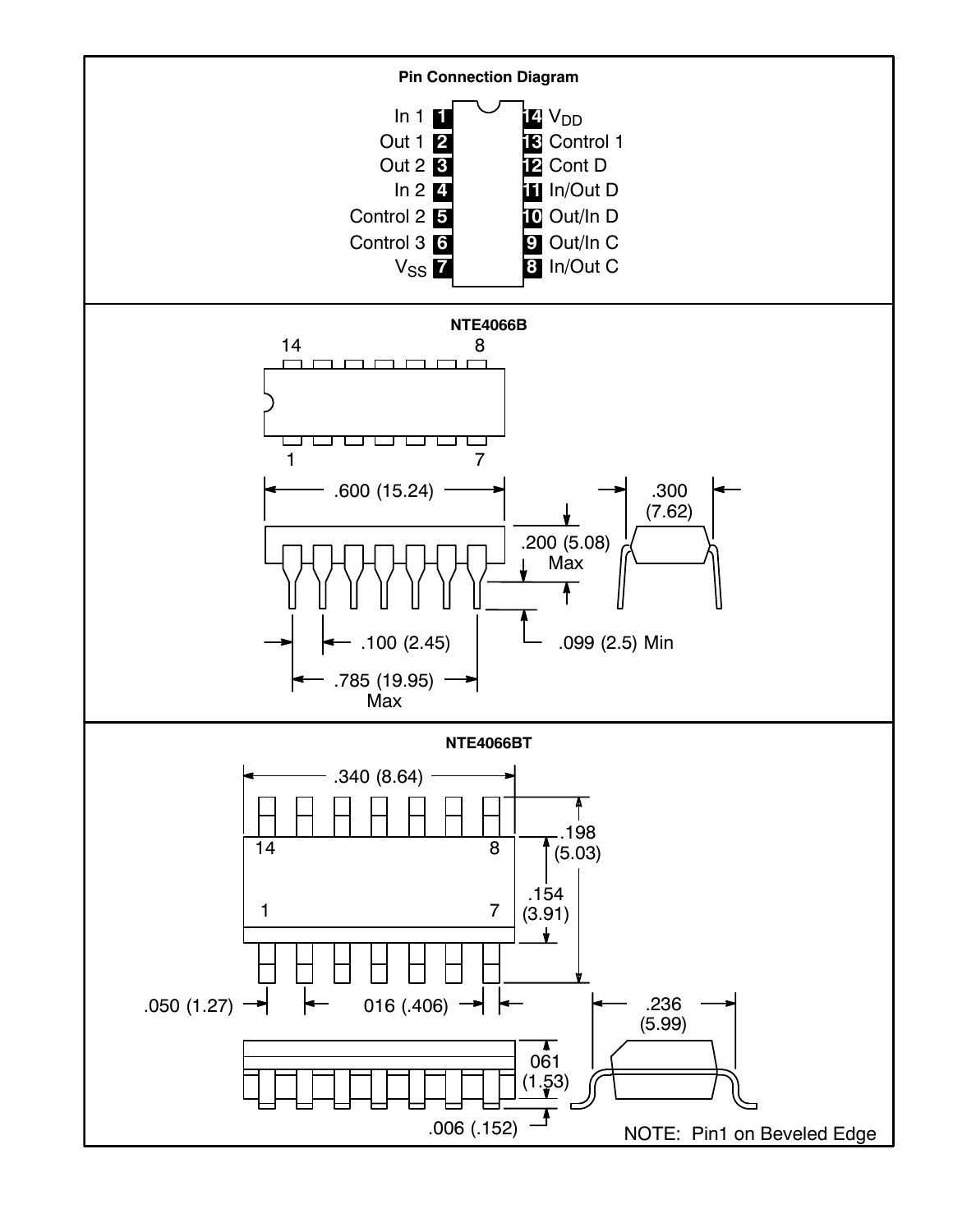## Pin Connection Diagram

| Pin | Function | Pin | Function |
|---|---|---|---|
| 1 | In 1 | 14 | $V_{DD}$ |
| 2 | Out 1 | 13 | Control 1 |
| 3 | Out 2 | 12 | Cont D |
| 4 | In 2 | 11 | In/Out D |
| 5 | Control 2 | 10 | Out/In D |
| 6 | Control 3 | 9 | Out/In C |
| 7 | $V_{SS}$ | 8 | In/Out C |

## NTE4066B

14
8
1
7

.600 (15.24)

.300 (7.62)

.200 (5.08) Max

.099 (2.5) Min

.100 (2.45)

.785 (19.95) Max

## NTE4066BT

.340 (8.64)

14
8
1
7

.198 (5.03)

.154 (3.91)

.050 (1.27)

016 (.406)

.236 (5.99)

061 (1.53)

.006 (.152)

NOTE: Pin1 on Beveled Edge